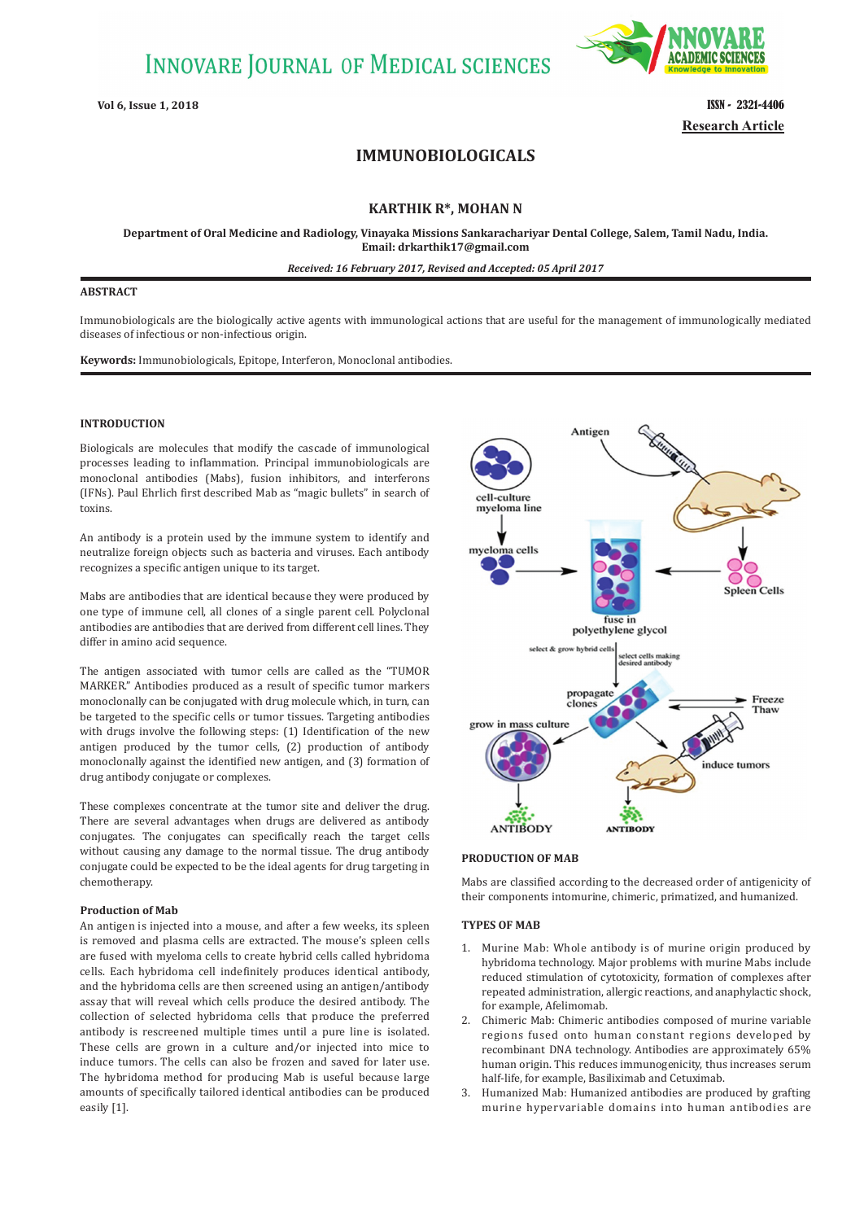# IMMUNOBIOLOGICALS

**KARTHIK R*, MOHAN N**

**Department of Oral Medicine and Radiology, Vinayaka Missions Sankarachariyar Dental College, Salem, Tamil Nadu, India. Email: drkarthik17@gmail.com**

*Received: 16 February 2017, Revised and Accepted: 05 April 2017*

## ABSTRACT

Immunobiologicals are the biologically active agents with immunological actions that are useful for the management of immunologically mediated diseases of infectious or non-infectious origin.

**Keywords:** Immunobiologicals, Epitope, Interferon, Monoclonal antibodies.

## INTRODUCTION

Biologicals are molecules that modify the cascade of immunological processes leading to inflammation. Principal immunobiologicals are monoclonal antibodies (Mabs), fusion inhibitors, and interferons (IFNs). Paul Ehrlich first described Mab as "magic bullets" in search of toxins.

An antibody is a protein used by the immune system to identify and neutralize foreign objects such as bacteria and viruses. Each antibody recognizes a specific antigen unique to its target.

Mabs are antibodies that are identical because they were produced by one type of immune cell, all clones of a single parent cell. Polyclonal antibodies are antibodies that are derived from different cell lines. They differ in amino acid sequence.

The antigen associated with tumor cells are called as the "TUMOR MARKER." Antibodies produced as a result of specific tumor markers monoclonally can be conjugated with drug molecule which, in turn, can be targeted to the specific cells or tumor tissues. Targeting antibodies with drugs involve the following steps: (1) Identification of the new antigen produced by the tumor cells, (2) production of antibody monoclonally against the identified new antigen, and (3) formation of drug antibody conjugate or complexes.

These complexes concentrate at the tumor site and deliver the drug. There are several advantages when drugs are delivered as antibody conjugates. The conjugates can specifically reach the target cells without causing any damage to the normal tissue. The drug antibody conjugate could be expected to be the ideal agents for drug targeting in chemotherapy.

### Production of Mab

An antigen is injected into a mouse, and after a few weeks, its spleen is removed and plasma cells are extracted. The mouse's spleen cells are fused with myeloma cells to create hybrid cells called hybridoma cells. Each hybridoma cell indefinitely produces identical antibody, and the hybridoma cells are then screened using an antigen/antibody assay that will reveal which cells produce the desired antibody. The collection of selected hybridoma cells that produce the preferred antibody is rescreened multiple times until a pure line is isolated. These cells are grown in a culture and/or injected into mice to induce tumors. The cells can also be frozen and saved for later use. The hybridoma method for producing Mab is useful because large amounts of specifically tailored identical antibodies can be produced easily [1].

PRODUCTION OF MAB

Mabs are classified according to the decreased order of antigenicity of their components intomurine, chimeric, primatized, and humanized.

## TYPES OF MAB

1. Murine Mab: Whole antibody is of murine origin produced by hybridoma technology. Major problems with murine Mabs include reduced stimulation of cytotoxicity, formation of complexes after repeated administration, allergic reactions, and anaphylactic shock, for example, Afelimomab.
2. Chimeric Mab: Chimeric antibodies composed of murine variable regions fused onto human constant regions developed by recombinant DNA technology. Antibodies are approximately 65% human origin. This reduces immunogenicity, thus increases serum half-life, for example, Basiliximab and Cetuximab.
3. Humanized Mab: Humanized antibodies are produced by grafting murine hypervariable domains into human antibodies are